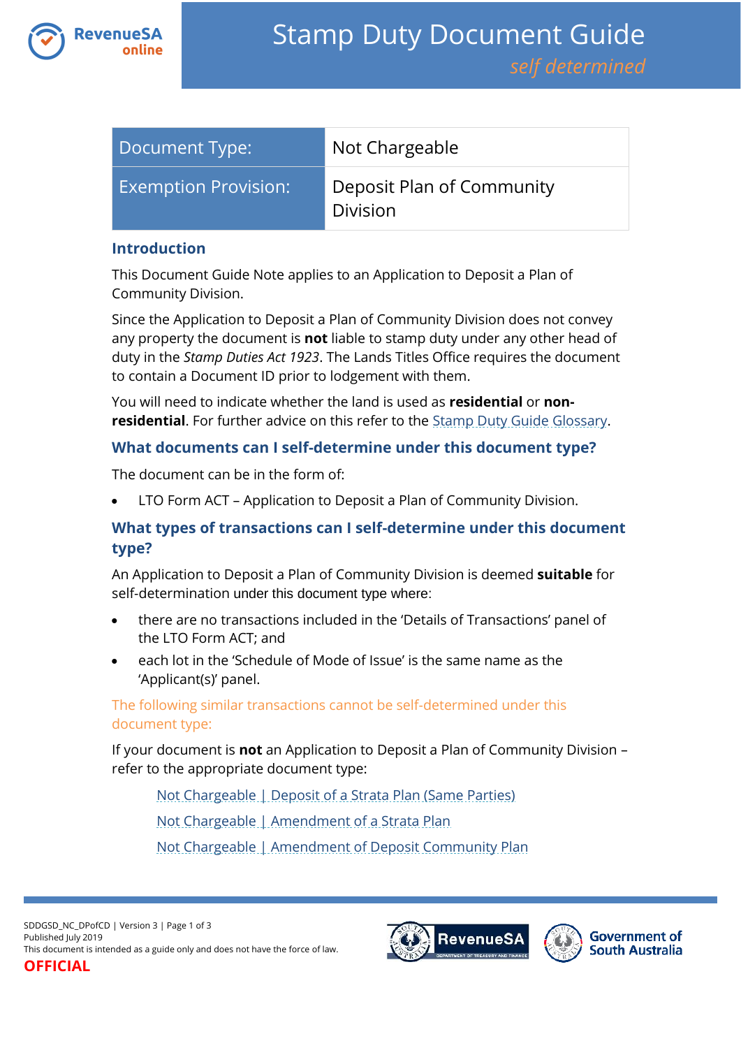# Stamp Duty Document Guide

*self determined*

| Document Type: | Not Chargeable |
|---|---|
| Exemption Provision: | Deposit Plan of Community Division |

## Introduction

This Document Guide Note applies to an Application to Deposit a Plan of Community Division.

Since the Application to Deposit a Plan of Community Division does not convey any property the document is **not** liable to stamp duty under any other head of duty in the *Stamp Duties Act 1923*. The Lands Titles Office requires the document to contain a Document ID prior to lodgement with them.

You will need to indicate whether the land is used as **residential** or **non-residential**. For further advice on this refer to the Stamp Duty Guide Glossary.

## What documents can I self-determine under this document type?

The document can be in the form of:

- LTO Form ACT – Application to Deposit a Plan of Community Division.

## What types of transactions can I self-determine under this document type?

An Application to Deposit a Plan of Community Division is deemed **suitable** for self-determination under this document type where:

- there are no transactions included in the 'Details of Transactions' panel of the LTO Form ACT; and
- each lot in the 'Schedule of Mode of Issue' is the same name as the 'Applicant(s)' panel.

### The following similar transactions cannot be self-determined under this document type:

If your document is **not** an Application to Deposit a Plan of Community Division – refer to the appropriate document type:

Not Chargeable | Deposit of a Strata Plan (Same Parties)

Not Chargeable | Amendment of a Strata Plan

Not Chargeable | Amendment of Deposit Community Plan

SDDGSD_NC_DPofCD | Version 3
Published July 2019
This document is intended as a guide only and does not have the force of law.

OFFICIAL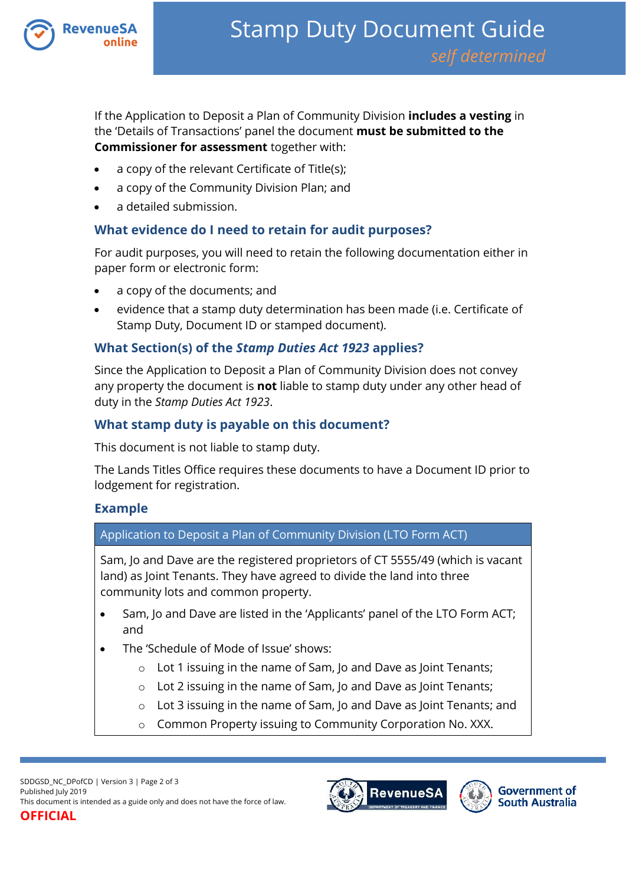If the Application to Deposit a Plan of Community Division **includes a vesting** in the 'Details of Transactions' panel the document **must be submitted to the Commissioner for assessment** together with:

- a copy of the relevant Certificate of Title(s);
- a copy of the Community Division Plan; and
- a detailed submission.

## What evidence do I need to retain for audit purposes?

For audit purposes, you will need to retain the following documentation either in paper form or electronic form:

- a copy of the documents; and
- evidence that a stamp duty determination has been made (i.e. Certificate of Stamp Duty, Document ID or stamped document).

## What Section(s) of the *Stamp Duties Act 1923* applies?

Since the Application to Deposit a Plan of Community Division does not convey any property the document is **not** liable to stamp duty under any other head of duty in the *Stamp Duties Act 1923*.

## What stamp duty is payable on this document?

This document is not liable to stamp duty.

The Lands Titles Office requires these documents to have a Document ID prior to lodgement for registration.

## Example

| Application to Deposit a Plan of Community Division (LTO Form ACT) |
| --- |
| Sam, Jo and Dave are the registered proprietors of CT 5555/49 (which is vacant land) as Joint Tenants. They have agreed to divide the land into three community lots and common property.<br>• Sam, Jo and Dave are listed in the 'Applicants' panel of the LTO Form ACT; and<br>• The 'Schedule of Mode of Issue' shows:<br>  ○ Lot 1 issuing in the name of Sam, Jo and Dave as Joint Tenants;<br>  ○ Lot 2 issuing in the name of Sam, Jo and Dave as Joint Tenants;<br>  ○ Lot 3 issuing in the name of Sam, Jo and Dave as Joint Tenants; and<br>  ○ Common Property issuing to Community Corporation No. XXX. |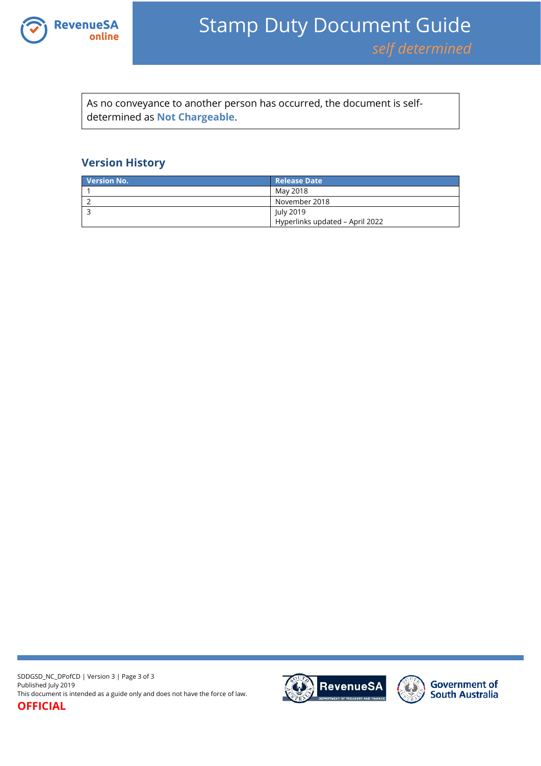As no conveyance to another person has occurred, the document is self-determined as **Not Chargeable**.

## Version History

| Version No. | Release Date |
|---|---|
| 1 | May 2018 |
| 2 | November 2018 |
| 3 | July 2019<br>Hyperlinks updated – April 2022 |